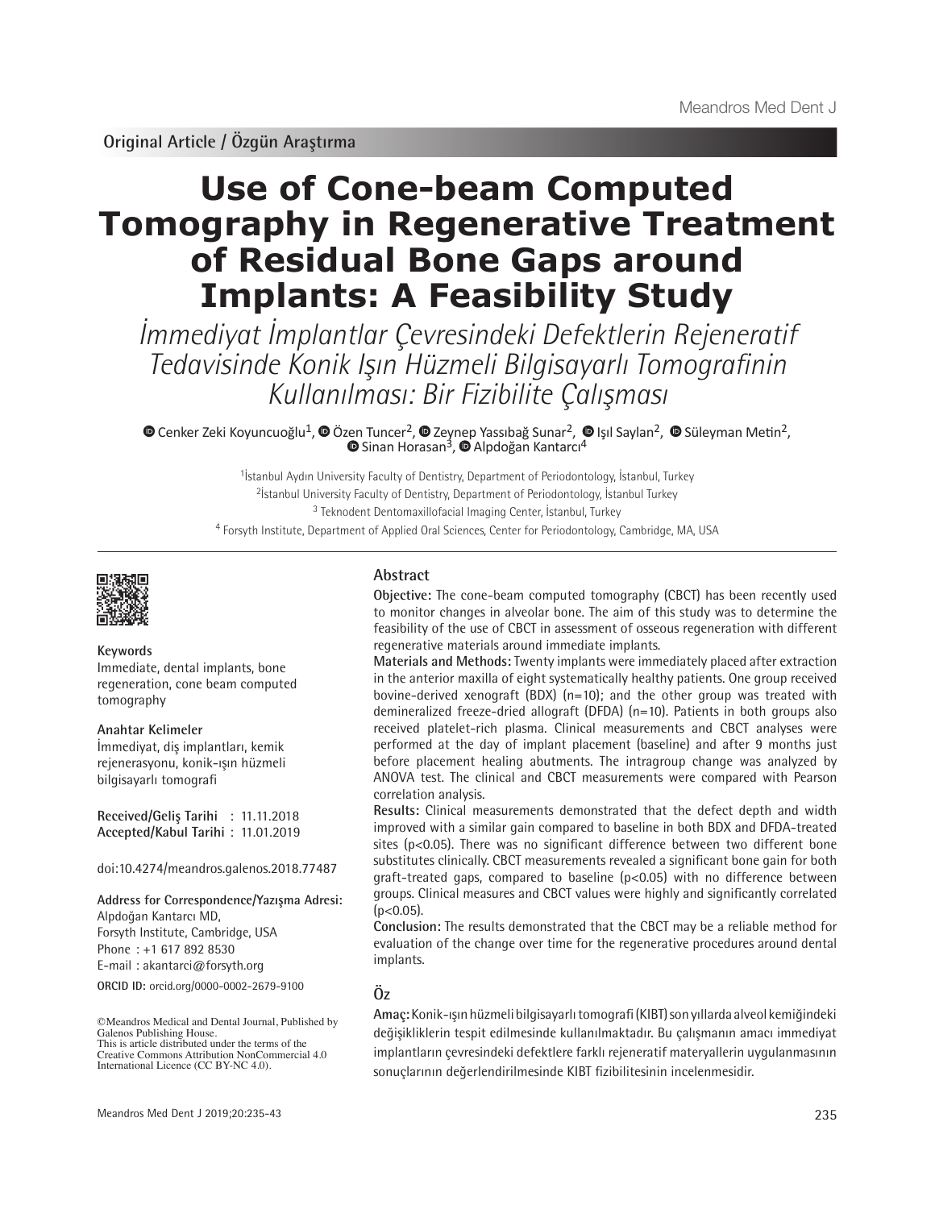Original Article / Özgün Araştırma

# Use of Cone-beam Computed Tomography in Regenerative Treatment of Residual Bone Gaps around Implants: A Feasibility Study

*İmmediyat İmplantlar Çevresindeki Defektlerin Rejeneratif Tedavisinde Konik Işın Hüzmeli Bilgisayarlı Tomografinin Kullanılması: Bir Fizibilite Çalışması*

Cenker Zeki Koyuncuoğlu[1], Özen Tuncer[2], Zeynep Yassıbağ Sunar[2], Işıl Saylan[2], Süleyman Metin[2], Sinan Horasan[3], Alpdoğan Kantarcı[4]

[1]İstanbul Aydın University Faculty of Dentistry, Department of Periodontology, İstanbul, Turkey

[2]İstanbul University Faculty of Dentistry, Department of Periodontology, İstanbul Turkey

[3] Teknodent Dentomaxillofacial Imaging Center, İstanbul, Turkey

[4] Forsyth Institute, Department of Applied Oral Sciences, Center for Periodontology, Cambridge, MA, USA

**Keywords**

Immediate, dental implants, bone regeneration, cone beam computed tomography

**Anahtar Kelimeler**

İmmediyat, diş implantları, kemik rejenerasyonu, konik-ışın hüzmeli bilgisayarlı tomografi

**Received/Geliş Tarihi** : 11.11.2018

**Accepted/Kabul Tarihi** : 11.01.2019

doi:10.4274/meandros.galenos.2018.77487

**Address for Correspondence/Yazışma Adresi:**
Alpdoğan Kantarcı MD,
Forsyth Institute, Cambridge, USA
Phone : +1 617 892 8530
E-mail : akantarci@forsyth.org

**ORCID ID:** orcid.org/0000-0002-2679-9100

©Meandros Medical and Dental Journal, Published by Galenos Publishing House.
This is article distributed under the terms of the Creative Commons Attribution NonCommercial 4.0 International Licence (CC BY-NC 4.0).

## Abstract

**Objective:** The cone-beam computed tomography (CBCT) has been recently used to monitor changes in alveolar bone. The aim of this study was to determine the feasibility of the use of CBCT in assessment of osseous regeneration with different regenerative materials around immediate implants.

**Materials and Methods:** Twenty implants were immediately placed after extraction in the anterior maxilla of eight systematically healthy patients. One group received bovine-derived xenograft (BDX) (n=10); and the other group was treated with demineralized freeze-dried allograft (DFDA) (n=10). Patients in both groups also received platelet-rich plasma. Clinical measurements and CBCT analyses were performed at the day of implant placement (baseline) and after 9 months just before placement healing abutments. The intragroup change was analyzed by ANOVA test. The clinical and CBCT measurements were compared with Pearson correlation analysis.

**Results:** Clinical measurements demonstrated that the defect depth and width improved with a similar gain compared to baseline in both BDX and DFDA-treated sites ($p<0.05$). There was no significant difference between two different bone substitutes clinically. CBCT measurements revealed a significant bone gain for both graft-treated gaps, compared to baseline ($p<0.05$) with no difference between groups. Clinical measures and CBCT values were highly and significantly correlated ($p<0.05$).

**Conclusion:** The results demonstrated that the CBCT may be a reliable method for evaluation of the change over time for the regenerative procedures around dental implants.

## Öz

**Amaç:** Konik-ışın hüzmeli bilgisayarlı tomografi (KIBT) son yıllarda alveol kemiğindeki değişikliklerin tespit edilmesinde kullanılmaktadır. Bu çalışmanın amacı immediyat implantların çevresindeki defektlere farklı rejeneratif materyallerin uygulanmasının sonuçlarının değerlendirilmesinde KIBT fizibilitesinin incelenmesidir.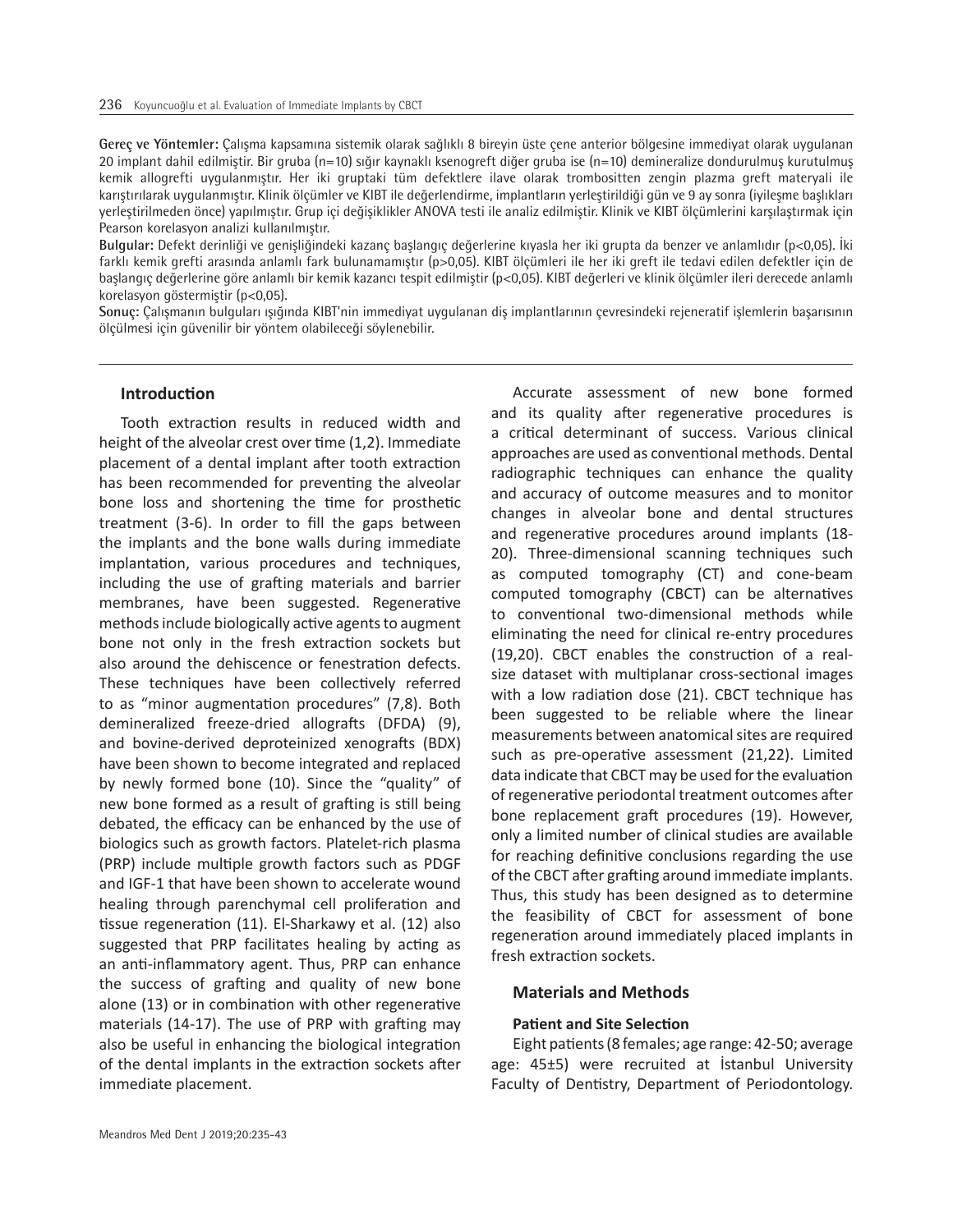**Gereç ve Yöntemler:** Çalışma kapsamına sistemik olarak sağlıklı 8 bireyin üste çene anterior bölgesine immediyat olarak uygulanan 20 implant dahil edilmiştir. Bir gruba (n=10) sığır kaynaklı ksenogreft diğer gruba ise (n=10) demineralize dondurulmuş kurutulmuş kemik allogrefti uygulanmıştır. Her iki gruptaki tüm defektlere ilave olarak trombositten zengin plazma greft materyali ile karıştırılarak uygulanmıştır. Klinik ölçümler ve KIBT ile değerlendirme, implantların yerleştirildiği gün ve 9 ay sonra (iyileşme başlıkları yerleştirilmeden önce) yapılmıştır. Grup içi değişiklikler ANOVA testi ile analiz edilmiştir. Klinik ve KIBT ölçümlerini karşılaştırmak için Pearson korelasyon analizi kullanılmıştır.

**Bulgular:** Defekt derinliği ve genişliğindeki kazanç başlangıç değerlerine kıyasla her iki grupta da benzer ve anlamlıdır (p<0,05). İki farklı kemik grefti arasında anlamlı fark bulunamamıştır (p>0,05). KIBT ölçümleri ile her iki greft ile tedavi edilen defektler için de başlangıç değerlerine göre anlamlı bir kemik kazancı tespit edilmiştir (p<0,05). KIBT değerleri ve klinik ölçümler ileri derecede anlamlı korelasyon göstermiştir (p<0,05).

**Sonuç:** Çalışmanın bulguları ışığında KIBT'nin immediyat uygulanan diş implantlarının çevresindeki rejeneratif işlemlerin başarısının ölçülmesi için güvenilir bir yöntem olabileceği söylenebilir.

## Introduction

Tooth extraction results in reduced width and height of the alveolar crest over time (1,2). Immediate placement of a dental implant after tooth extraction has been recommended for preventing the alveolar bone loss and shortening the time for prosthetic treatment (3-6). In order to fill the gaps between the implants and the bone walls during immediate implantation, various procedures and techniques, including the use of grafting materials and barrier membranes, have been suggested. Regenerative methods include biologically active agents to augment bone not only in the fresh extraction sockets but also around the dehiscence or fenestration defects. These techniques have been collectively referred to as "minor augmentation procedures" (7,8). Both demineralized freeze-dried allografts (DFDA) (9), and bovine-derived deproteinized xenografts (BDX) have been shown to become integrated and replaced by newly formed bone (10). Since the "quality" of new bone formed as a result of grafting is still being debated, the efficacy can be enhanced by the use of biologics such as growth factors. Platelet-rich plasma (PRP) include multiple growth factors such as PDGF and IGF-1 that have been shown to accelerate wound healing through parenchymal cell proliferation and tissue regeneration (11). El-Sharkawy et al. (12) also suggested that PRP facilitates healing by acting as an anti-inflammatory agent. Thus, PRP can enhance the success of grafting and quality of new bone alone (13) or in combination with other regenerative materials (14-17). The use of PRP with grafting may also be useful in enhancing the biological integration of the dental implants in the extraction sockets after immediate placement.

Accurate assessment of new bone formed and its quality after regenerative procedures is a critical determinant of success. Various clinical approaches are used as conventional methods. Dental radiographic techniques can enhance the quality and accuracy of outcome measures and to monitor changes in alveolar bone and dental structures and regenerative procedures around implants (18-20). Three-dimensional scanning techniques such as computed tomography (CT) and cone-beam computed tomography (CBCT) can be alternatives to conventional two-dimensional methods while eliminating the need for clinical re-entry procedures (19,20). CBCT enables the construction of a real-size dataset with multiplanar cross-sectional images with a low radiation dose (21). CBCT technique has been suggested to be reliable where the linear measurements between anatomical sites are required such as pre-operative assessment (21,22). Limited data indicate that CBCT may be used for the evaluation of regenerative periodontal treatment outcomes after bone replacement graft procedures (19). However, only a limited number of clinical studies are available for reaching definitive conclusions regarding the use of the CBCT after grafting around immediate implants. Thus, this study has been designed as to determine the feasibility of CBCT for assessment of bone regeneration around immediately placed implants in fresh extraction sockets.

## Materials and Methods

### Patient and Site Selection

Eight patients (8 females; age range: 42-50; average age: 45±5) were recruited at İstanbul University Faculty of Dentistry, Department of Periodontology.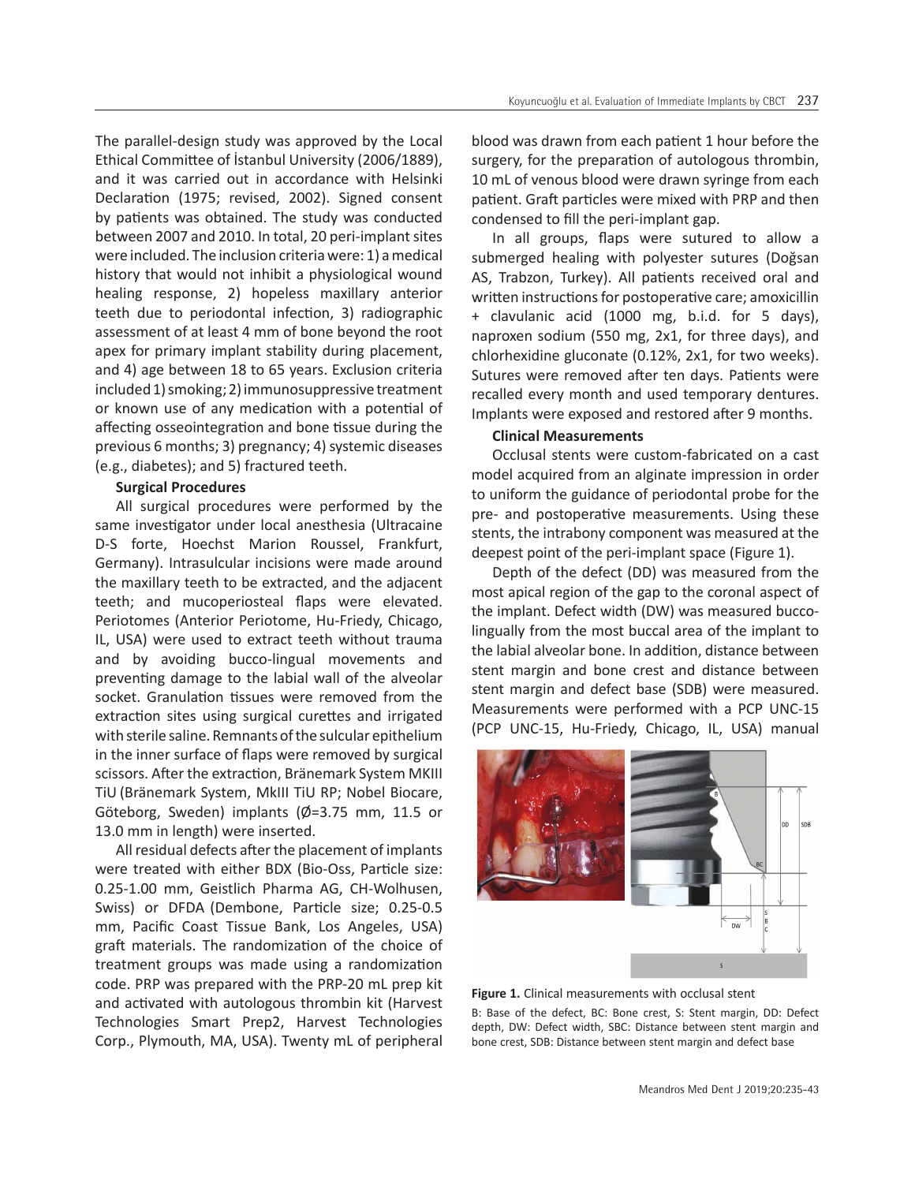The parallel-design study was approved by the Local Ethical Committee of İstanbul University (2006/1889), and it was carried out in accordance with Helsinki Declaration (1975; revised, 2002). Signed consent by patients was obtained. The study was conducted between 2007 and 2010. In total, 20 peri-implant sites were included. The inclusion criteria were: 1) a medical history that would not inhibit a physiological wound healing response, 2) hopeless maxillary anterior teeth due to periodontal infection, 3) radiographic assessment of at least 4 mm of bone beyond the root apex for primary implant stability during placement, and 4) age between 18 to 65 years. Exclusion criteria included 1) smoking; 2) immunosuppressive treatment or known use of any medication with a potential of affecting osseointegration and bone tissue during the previous 6 months; 3) pregnancy; 4) systemic diseases (e.g., diabetes); and 5) fractured teeth.

### Surgical Procedures

All surgical procedures were performed by the same investigator under local anesthesia (Ultracaine D-S forte, Hoechst Marion Roussel, Frankfurt, Germany). Intrasulcular incisions were made around the maxillary teeth to be extracted, and the adjacent teeth; and mucoperiosteal flaps were elevated. Periotomes (Anterior Periotome, Hu-Friedy, Chicago, IL, USA) were used to extract teeth without trauma and by avoiding bucco-lingual movements and preventing damage to the labial wall of the alveolar socket. Granulation tissues were removed from the extraction sites using surgical curettes and irrigated with sterile saline. Remnants of the sulcular epithelium in the inner surface of flaps were removed by surgical scissors. After the extraction, Bränemark System MKIII TiU (Bränemark System, MkIII TiU RP; Nobel Biocare, Göteborg, Sweden) implants (Ø=3.75 mm, 11.5 or 13.0 mm in length) were inserted.

All residual defects after the placement of implants were treated with either BDX (Bio-Oss, Particle size: 0.25-1.00 mm, Geistlich Pharma AG, CH-Wolhusen, Swiss) or DFDA (Dembone, Particle size; 0.25-0.5 mm, Pacific Coast Tissue Bank, Los Angeles, USA) graft materials. The randomization of the choice of treatment groups was made using a randomization code. PRP was prepared with the PRP-20 mL prep kit and activated with autologous thrombin kit (Harvest Technologies Smart Prep2, Harvest Technologies Corp., Plymouth, MA, USA). Twenty mL of peripheral blood was drawn from each patient 1 hour before the surgery, for the preparation of autologous thrombin, 10 mL of venous blood were drawn syringe from each patient. Graft particles were mixed with PRP and then condensed to fill the peri-implant gap.

In all groups, flaps were sutured to allow a submerged healing with polyester sutures (Doğsan AS, Trabzon, Turkey). All patients received oral and written instructions for postoperative care; amoxicillin + clavulanic acid (1000 mg, b.i.d. for 5 days), naproxen sodium (550 mg, 2x1, for three days), and chlorhexidine gluconate (0.12%, 2x1, for two weeks). Sutures were removed after ten days. Patients were recalled every month and used temporary dentures. Implants were exposed and restored after 9 months.

### Clinical Measurements

Occlusal stents were custom-fabricated on a cast model acquired from an alginate impression in order to uniform the guidance of periodontal probe for the pre- and postoperative measurements. Using these stents, the intrabony component was measured at the deepest point of the peri-implant space (Figure 1).

Depth of the defect (DD) was measured from the most apical region of the gap to the coronal aspect of the implant. Defect width (DW) was measured bucco-lingually from the most buccal area of the implant to the labial alveolar bone. In addition, distance between stent margin and bone crest and distance between stent margin and defect base (SDB) were measured. Measurements were performed with a PCP UNC-15 (PCP UNC-15, Hu-Friedy, Chicago, IL, USA) manual

**Figure 1.** Clinical measurements with occlusal stent

B: Base of the defect, BC: Bone crest, S: Stent margin, DD: Defect depth, DW: Defect width, SBC: Distance between stent margin and bone crest, SDB: Distance between stent margin and defect base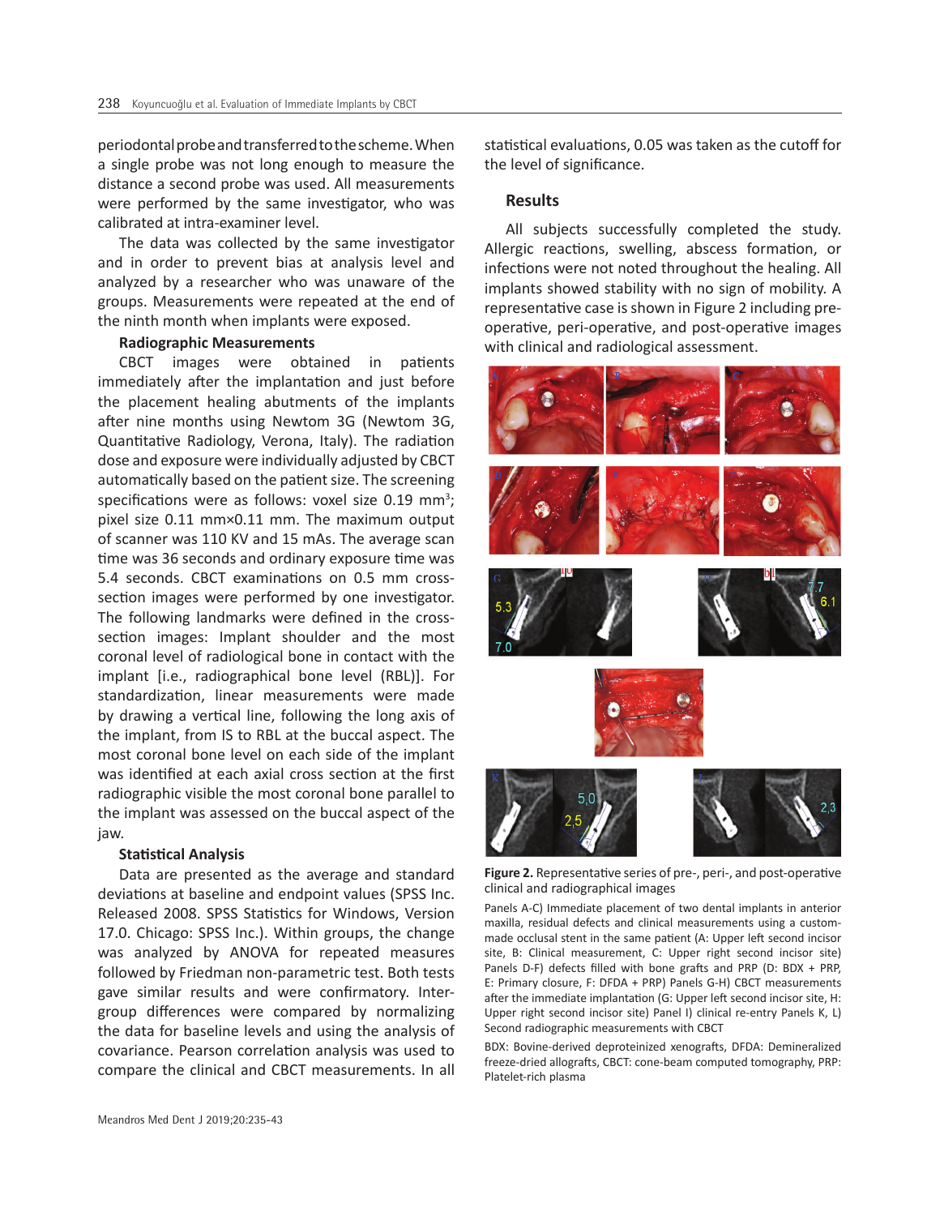periodontal probe and transferred to the scheme. When a single probe was not long enough to measure the distance a second probe was used. All measurements were performed by the same investigator, who was calibrated at intra-examiner level.

The data was collected by the same investigator and in order to prevent bias at analysis level and analyzed by a researcher who was unaware of the groups. Measurements were repeated at the end of the ninth month when implants were exposed.

### Radiographic Measurements

CBCT images were obtained in patients immediately after the implantation and just before the placement healing abutments of the implants after nine months using Newtom 3G (Newtom 3G, Quantitative Radiology, Verona, Italy). The radiation dose and exposure were individually adjusted by CBCT automatically based on the patient size. The screening specifications were as follows: voxel size 0.19 $mm^3$; pixel size 0.11 mm×0.11 mm. The maximum output of scanner was 110 KV and 15 mAs. The average scan time was 36 seconds and ordinary exposure time was 5.4 seconds. CBCT examinations on 0.5 mm cross-section images were performed by one investigator. The following landmarks were defined in the cross-section images: Implant shoulder and the most coronal level of radiological bone in contact with the implant [i.e., radiographical bone level (RBL)]. For standardization, linear measurements were made by drawing a vertical line, following the long axis of the implant, from IS to RBL at the buccal aspect. The most coronal bone level on each side of the implant was identified at each axial cross section at the first radiographic visible the most coronal bone parallel to the implant was assessed on the buccal aspect of the jaw.

### Statistical Analysis

Data are presented as the average and standard deviations at baseline and endpoint values (SPSS Inc. Released 2008. SPSS Statistics for Windows, Version 17.0. Chicago: SPSS Inc.). Within groups, the change was analyzed by ANOVA for repeated measures followed by Friedman non-parametric test. Both tests gave similar results and were confirmatory. Inter-group differences were compared by normalizing the data for baseline levels and using the analysis of covariance. Pearson correlation analysis was used to compare the clinical and CBCT measurements. In all statistical evaluations, 0.05 was taken as the cutoff for the level of significance.

## Results

All subjects successfully completed the study. Allergic reactions, swelling, abscess formation, or infections were not noted throughout the healing. All implants showed stability with no sign of mobility. A representative case is shown in Figure 2 including pre-operative, peri-operative, and post-operative images with clinical and radiological assessment.

**Figure 2.** Representative series of pre-, peri-, and post-operative clinical and radiographical images

Panels A-C) Immediate placement of two dental implants in anterior maxilla, residual defects and clinical measurements using a custom-made occlusal stent in the same patient (A: Upper left second incisor site, B: Clinical measurement, C: Upper right second incisor site) Panels D-F) defects filled with bone grafts and PRP (D: BDX + PRP, E: Primary closure, F: DFDA + PRP) Panels G-H) CBCT measurements after the immediate implantation (G: Upper left second incisor site, H: Upper right second incisor site) Panel I) clinical re-entry Panels K, L) Second radiographic measurements with CBCT

BDX: Bovine-derived deproteinized xenografts, DFDA: Demineralized freeze-dried allografts, CBCT: cone-beam computed tomography, PRP: Platelet-rich plasma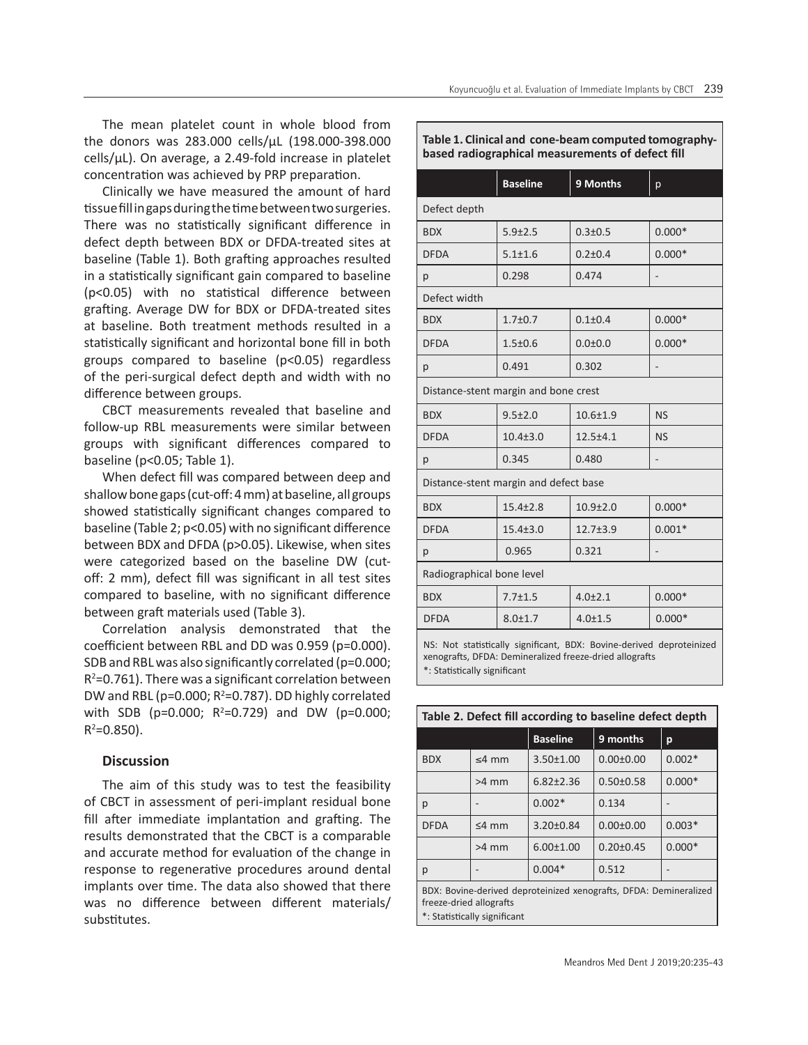The mean platelet count in whole blood from the donors was 283.000 cells/μL (198.000-398.000 cells/μL). On average, a 2.49-fold increase in platelet concentration was achieved by PRP preparation.

Clinically we have measured the amount of hard tissue fill in gaps during the time between two surgeries. There was no statistically significant difference in defect depth between BDX or DFDA-treated sites at baseline (Table 1). Both grafting approaches resulted in a statistically significant gain compared to baseline ($p<0.05$) with no statistical difference between grafting. Average DW for BDX or DFDA-treated sites at baseline. Both treatment methods resulted in a statistically significant and horizontal bone fill in both groups compared to baseline ($p<0.05$) regardless of the peri-surgical defect depth and width with no difference between groups.

CBCT measurements revealed that baseline and follow-up RBL measurements were similar between groups with significant differences compared to baseline ($p<0.05$; Table 1).

When defect fill was compared between deep and shallow bone gaps (cut-off: 4 mm) at baseline, all groups showed statistically significant changes compared to baseline (Table 2; $p<0.05$) with no significant difference between BDX and DFDA ($p>0.05$). Likewise, when sites were categorized based on the baseline DW (cut-off: 2 mm), defect fill was significant in all test sites compared to baseline, with no significant difference between graft materials used (Table 3).

Correlation analysis demonstrated that the coefficient between RBL and DD was 0.959 ($p=0.000$). SDB and RBL was also significantly correlated ($p=0.000$; $R^2=0.761$). There was a significant correlation between DW and RBL ($p=0.000$; $R^2=0.787$). DD highly correlated with SDB ($p=0.000$; $R^2=0.729$) and DW ($p=0.000$; $R^2=0.850$).

## Discussion

The aim of this study was to test the feasibility of CBCT in assessment of peri-implant residual bone fill after immediate implantation and grafting. The results demonstrated that the CBCT is a comparable and accurate method for evaluation of the change in response to regenerative procedures around dental implants over time. The data also showed that there was no difference between different materials/substitutes.

**Table 1. Clinical and cone-beam computed tomography-based radiographical measurements of defect fill**

| | Baseline | 9 Months | p |
|---|---|---|---|
| Defect depth | | | |
| BDX | 5.9±2.5 | 0.3±0.5 | 0.000* |
| DFDA | 5.1±1.6 | 0.2±0.4 | 0.000* |
| p | 0.298 | 0.474 | - |
| Defect width | | | |
| BDX | 1.7±0.7 | 0.1±0.4 | 0.000* |
| DFDA | 1.5±0.6 | 0.0±0.0 | 0.000* |
| p | 0.491 | 0.302 | - |
| Distance-stent margin and bone crest | | | |
| BDX | 9.5±2.0 | 10.6±1.9 | NS |
| DFDA | 10.4±3.0 | 12.5±4.1 | NS |
| p | 0.345 | 0.480 | - |
| Distance-stent margin and defect base | | | |
| BDX | 15.4±2.8 | 10.9±2.0 | 0.000* |
| DFDA | 15.4±3.0 | 12.7±3.9 | 0.001* |
| p | 0.965 | 0.321 | - |
| Radiographical bone level | | | |
| BDX | 7.7±1.5 | 4.0±2.1 | 0.000* |
| DFDA | 8.0±1.7 | 4.0±1.5 | 0.000* |

NS: Not statistically significant, BDX: Bovine-derived deproteinized xenografts, DFDA: Demineralized freeze-dried allografts
*: Statistically significant

**Table 2. Defect fill according to baseline defect depth**

| | | Baseline | 9 months | p |
|---|---|---|---|---|
| BDX | ≤4 mm | 3.50±1.00 | 0.00±0.00 | 0.002* |
| | >4 mm | 6.82±2.36 | 0.50±0.58 | 0.000* |
| p | - | 0.002* | 0.134 | - |
| DFDA | ≤4 mm | 3.20±0.84 | 0.00±0.00 | 0.003* |
| | >4 mm | 6.00±1.00 | 0.20±0.45 | 0.000* |
| p | - | 0.004* | 0.512 | - |

BDX: Bovine-derived deproteinized xenografts, DFDA: Demineralized freeze-dried allografts
*: Statistically significant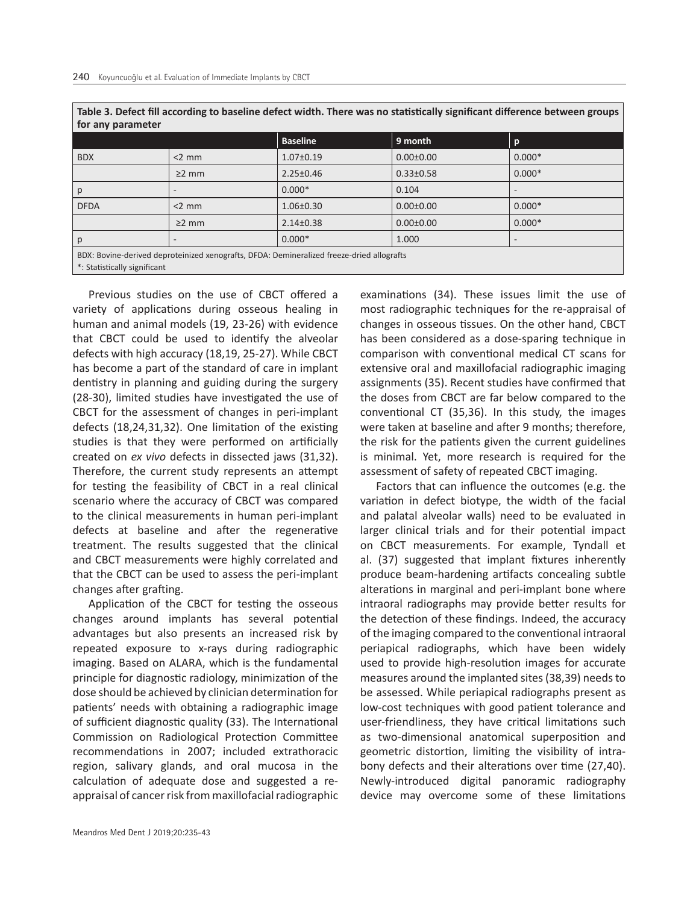**Table 3. Defect fill according to baseline defect width. There was no statistically significant difference between groups for any parameter**

| | | Baseline | 9 month | p |
|---|---|---|---|---|
| BDX | <2 mm | 1.07±0.19 | 0.00±0.00 | 0.000* |
| | ≥2 mm | 2.25±0.46 | 0.33±0.58 | 0.000* |
| p | - | 0.000* | 0.104 | - |
| DFDA | <2 mm | 1.06±0.30 | 0.00±0.00 | 0.000* |
| | ≥2 mm | 2.14±0.38 | 0.00±0.00 | 0.000* |
| p | - | 0.000* | 1.000 | - |

BDX: Bovine-derived deproteinized xenografts, DFDA: Demineralized freeze-dried allografts
*: Statistically significant

Previous studies on the use of CBCT offered a variety of applications during osseous healing in human and animal models (19, 23-26) with evidence that CBCT could be used to identify the alveolar defects with high accuracy (18,19, 25-27). While CBCT has become a part of the standard of care in implant dentistry in planning and guiding during the surgery (28-30), limited studies have investigated the use of CBCT for the assessment of changes in peri-implant defects (18,24,31,32). One limitation of the existing studies is that they were performed on artificially created on *ex vivo* defects in dissected jaws (31,32). Therefore, the current study represents an attempt for testing the feasibility of CBCT in a real clinical scenario where the accuracy of CBCT was compared to the clinical measurements in human peri-implant defects at baseline and after the regenerative treatment. The results suggested that the clinical and CBCT measurements were highly correlated and that the CBCT can be used to assess the peri-implant changes after grafting.

Application of the CBCT for testing the osseous changes around implants has several potential advantages but also presents an increased risk by repeated exposure to x-rays during radiographic imaging. Based on ALARA, which is the fundamental principle for diagnostic radiology, minimization of the dose should be achieved by clinician determination for patients' needs with obtaining a radiographic image of sufficient diagnostic quality (33). The International Commission on Radiological Protection Committee recommendations in 2007; included extrathoracic region, salivary glands, and oral mucosa in the calculation of adequate dose and suggested a re-appraisal of cancer risk from maxillofacial radiographic examinations (34). These issues limit the use of most radiographic techniques for the re-appraisal of changes in osseous tissues. On the other hand, CBCT has been considered as a dose-sparing technique in comparison with conventional medical CT scans for extensive oral and maxillofacial radiographic imaging assignments (35). Recent studies have confirmed that the doses from CBCT are far below compared to the conventional CT (35,36). In this study, the images were taken at baseline and after 9 months; therefore, the risk for the patients given the current guidelines is minimal. Yet, more research is required for the assessment of safety of repeated CBCT imaging.

Factors that can influence the outcomes (e.g. the variation in defect biotype, the width of the facial and palatal alveolar walls) need to be evaluated in larger clinical trials and for their potential impact on CBCT measurements. For example, Tyndall et al. (37) suggested that implant fixtures inherently produce beam-hardening artifacts concealing subtle alterations in marginal and peri-implant bone where intraoral radiographs may provide better results for the detection of these findings. Indeed, the accuracy of the imaging compared to the conventional intraoral periapical radiographs, which have been widely used to provide high-resolution images for accurate measures around the implanted sites (38,39) needs to be assessed. While periapical radiographs present as low-cost techniques with good patient tolerance and user-friendliness, they have critical limitations such as two-dimensional anatomical superposition and geometric distortion, limiting the visibility of intra-bony defects and their alterations over time (27,40). Newly-introduced digital panoramic radiography device may overcome some of these limitations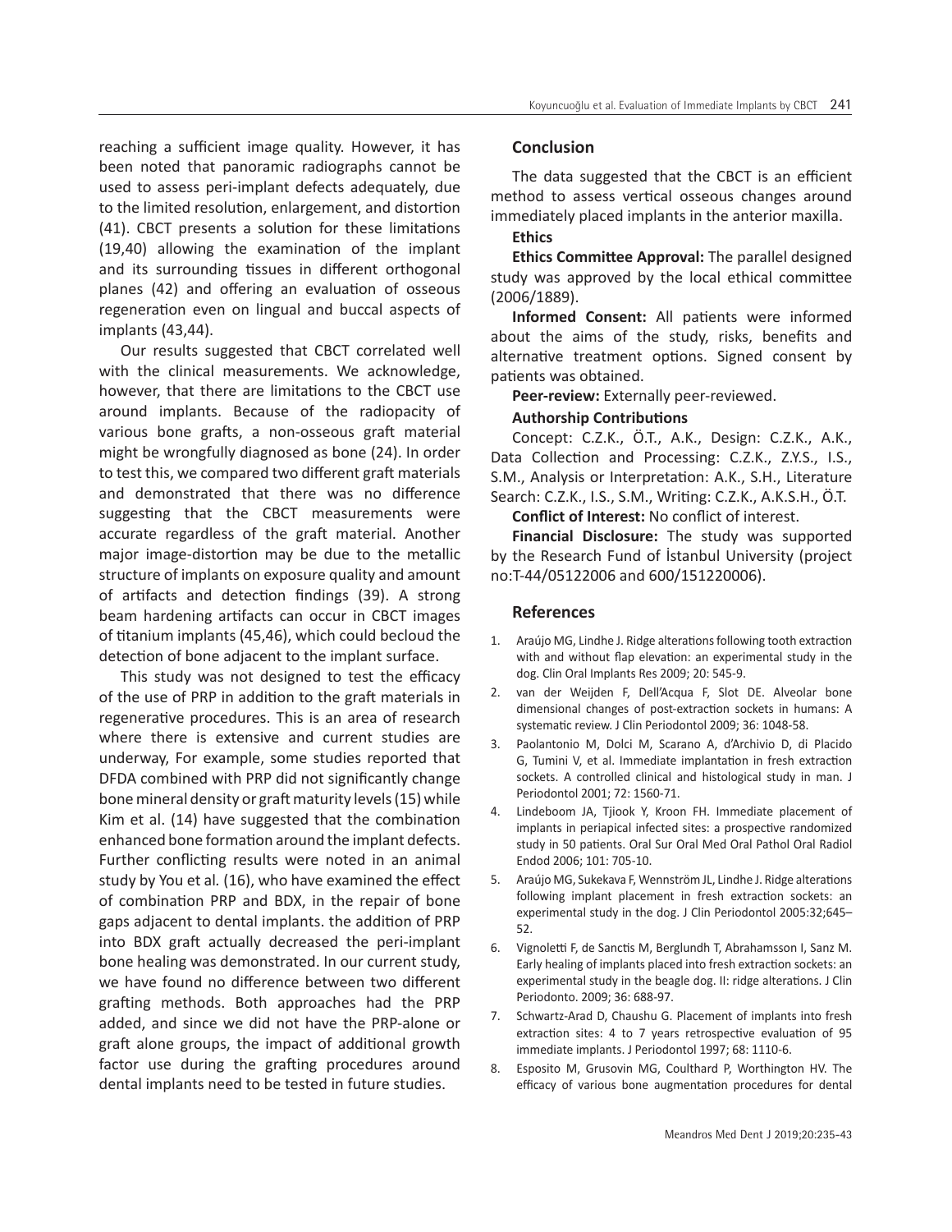reaching a sufficient image quality. However, it has been noted that panoramic radiographs cannot be used to assess peri-implant defects adequately, due to the limited resolution, enlargement, and distortion (41). CBCT presents a solution for these limitations (19,40) allowing the examination of the implant and its surrounding tissues in different orthogonal planes (42) and offering an evaluation of osseous regeneration even on lingual and buccal aspects of implants (43,44).

Our results suggested that CBCT correlated well with the clinical measurements. We acknowledge, however, that there are limitations to the CBCT use around implants. Because of the radiopacity of various bone grafts, a non-osseous graft material might be wrongfully diagnosed as bone (24). In order to test this, we compared two different graft materials and demonstrated that there was no difference suggesting that the CBCT measurements were accurate regardless of the graft material. Another major image-distortion may be due to the metallic structure of implants on exposure quality and amount of artifacts and detection findings (39). A strong beam hardening artifacts can occur in CBCT images of titanium implants (45,46), which could becloud the detection of bone adjacent to the implant surface.

This study was not designed to test the efficacy of the use of PRP in addition to the graft materials in regenerative procedures. This is an area of research where there is extensive and current studies are underway, For example, some studies reported that DFDA combined with PRP did not significantly change bone mineral density or graft maturity levels (15) while Kim et al. (14) have suggested that the combination enhanced bone formation around the implant defects. Further conflicting results were noted in an animal study by You et al. (16), who have examined the effect of combination PRP and BDX, in the repair of bone gaps adjacent to dental implants. the addition of PRP into BDX graft actually decreased the peri-implant bone healing was demonstrated. In our current study, we have found no difference between two different grafting methods. Both approaches had the PRP added, and since we did not have the PRP-alone or graft alone groups, the impact of additional growth factor use during the grafting procedures around dental implants need to be tested in future studies.

## Conclusion

The data suggested that the CBCT is an efficient method to assess vertical osseous changes around immediately placed implants in the anterior maxilla.

**Ethics**

**Ethics Committee Approval:** The parallel designed study was approved by the local ethical committee (2006/1889).

**Informed Consent:** All patients were informed about the aims of the study, risks, benefits and alternative treatment options. Signed consent by patients was obtained.

**Peer-review:** Externally peer-reviewed.

**Authorship Contributions**

Concept: C.Z.K., Ö.T., A.K., Design: C.Z.K., A.K., Data Collection and Processing: C.Z.K., Z.Y.S., I.S., S.M., Analysis or Interpretation: A.K., S.H., Literature Search: C.Z.K., I.S., S.M., Writing: C.Z.K., A.K.S.H., Ö.T.

**Conflict of Interest:** No conflict of interest.

**Financial Disclosure:** The study was supported by the Research Fund of İstanbul University (project no:T-44/05122006 and 600/151220006).

## References

1. Araújo MG, Lindhe J. Ridge alterations following tooth extraction with and without flap elevation: an experimental study in the dog. Clin Oral Implants Res 2009; 20: 545-9.
2. van der Weijden F, Dell'Acqua F, Slot DE. Alveolar bone dimensional changes of post-extraction sockets in humans: A systematic review. J Clin Periodontol 2009; 36: 1048-58.
3. Paolantonio M, Dolci M, Scarano A, d'Archivio D, di Placido G, Tumini V, et al. Immediate implantation in fresh extraction sockets. A controlled clinical and histological study in man. J Periodontol 2001; 72: 1560-71.
4. Lindeboom JA, Tjiook Y, Kroon FH. Immediate placement of implants in periapical infected sites: a prospective randomized study in 50 patients. Oral Sur Oral Med Oral Pathol Oral Radiol Endod 2006; 101: 705-10.
5. Araújo MG, Sukekava F, Wennström JL, Lindhe J. Ridge alterations following implant placement in fresh extraction sockets: an experimental study in the dog. J Clin Periodontol 2005:32;645–52.
6. Vignoletti F, de Sanctis M, Berglundh T, Abrahamsson I, Sanz M. Early healing of implants placed into fresh extraction sockets: an experimental study in the beagle dog. II: ridge alterations. J Clin Periodonto. 2009; 36: 688-97.
7. Schwartz-Arad D, Chaushu G. Placement of implants into fresh extraction sites: 4 to 7 years retrospective evaluation of 95 immediate implants. J Periodontol 1997; 68: 1110-6.
8. Esposito M, Grusovin MG, Coulthard P, Worthington HV. The efficacy of various bone augmentation procedures for dental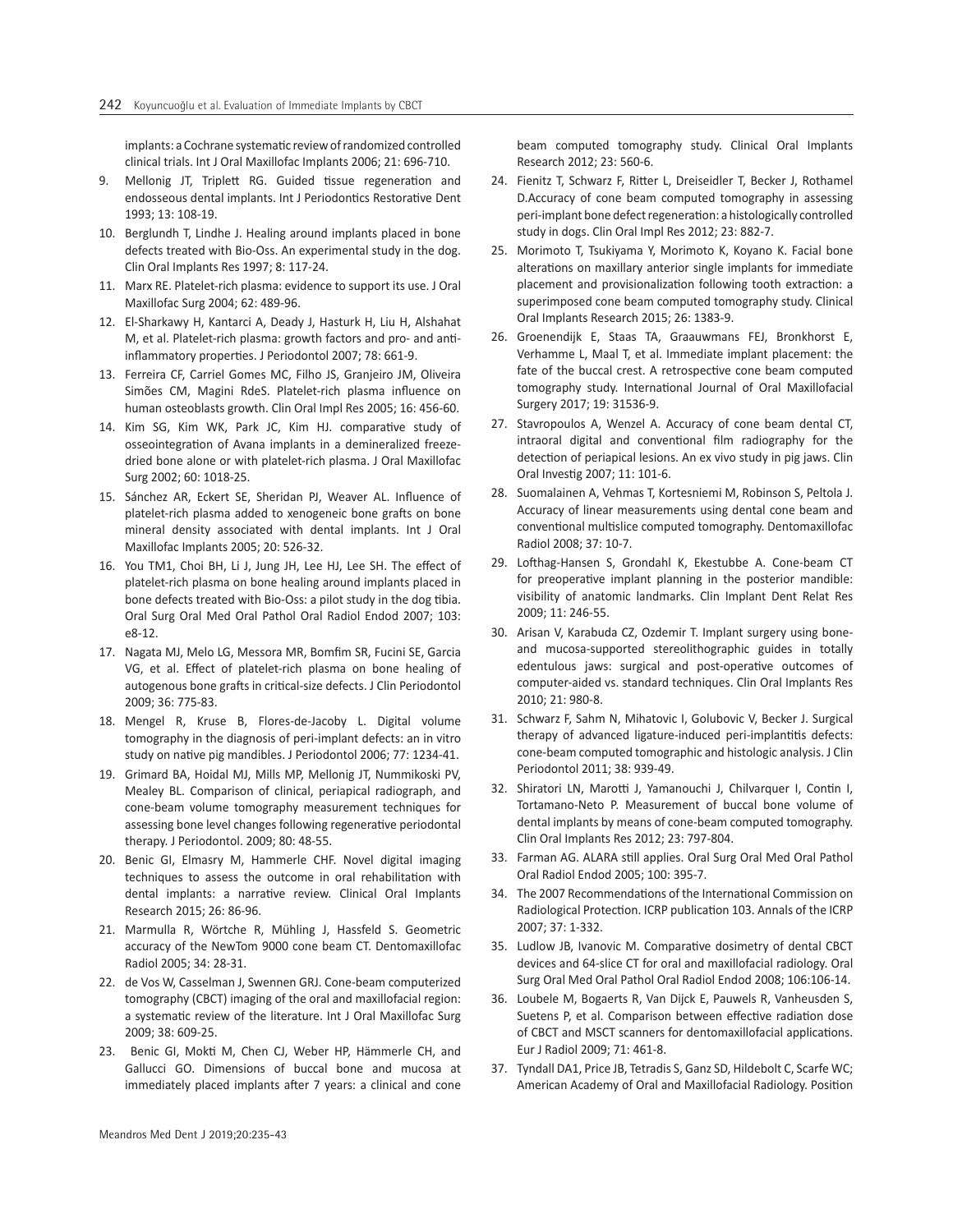implants: a Cochrane systematic review of randomized controlled clinical trials. Int J Oral Maxillofac Implants 2006; 21: 696-710.

9. Mellonig JT, Triplett RG. Guided tissue regeneration and endosseous dental implants. Int J Periodontics Restorative Dent 1993; 13: 108-19.
10. Berglundh T, Lindhe J. Healing around implants placed in bone defects treated with Bio-Oss. An experimental study in the dog. Clin Oral Implants Res 1997; 8: 117-24.
11. Marx RE. Platelet-rich plasma: evidence to support its use. J Oral Maxillofac Surg 2004; 62: 489-96.
12. El-Sharkawy H, Kantarci A, Deady J, Hasturk H, Liu H, Alshahat M, et al. Platelet-rich plasma: growth factors and pro- and anti-inflammatory properties. J Periodontol 2007; 78: 661-9.
13. Ferreira CF, Carriel Gomes MC, Filho JS, Granjeiro JM, Oliveira Simões CM, Magini RdeS. Platelet-rich plasma influence on human osteoblasts growth. Clin Oral Impl Res 2005; 16: 456-60.
14. Kim SG, Kim WK, Park JC, Kim HJ. comparative study of osseointegration of Avana implants in a demineralized freeze-dried bone alone or with platelet-rich plasma. J Oral Maxillofac Surg 2002; 60: 1018-25.
15. Sánchez AR, Eckert SE, Sheridan PJ, Weaver AL. Influence of platelet-rich plasma added to xenogeneic bone grafts on bone mineral density associated with dental implants. Int J Oral Maxillofac Implants 2005; 20: 526-32.
16. You TM1, Choi BH, Li J, Jung JH, Lee HJ, Lee SH. The effect of platelet-rich plasma on bone healing around implants placed in bone defects treated with Bio-Oss: a pilot study in the dog tibia. Oral Surg Oral Med Oral Pathol Oral Radiol Endod 2007; 103: e8-12.
17. Nagata MJ, Melo LG, Messora MR, Bomfim SR, Fucini SE, Garcia VG, et al. Effect of platelet-rich plasma on bone healing of autogenous bone grafts in critical-size defects. J Clin Periodontol 2009; 36: 775-83.
18. Mengel R, Kruse B, Flores-de-Jacoby L. Digital volume tomography in the diagnosis of peri-implant defects: an in vitro study on native pig mandibles. J Periodontol 2006; 77: 1234-41.
19. Grimard BA, Hoidal MJ, Mills MP, Mellonig JT, Nummikoski PV, Mealey BL. Comparison of clinical, periapical radiograph, and cone-beam volume tomography measurement techniques for assessing bone level changes following regenerative periodontal therapy. J Periodontol. 2009; 80: 48-55.
20. Benic GI, Elmasry M, Hammerle CHF. Novel digital imaging techniques to assess the outcome in oral rehabilitation with dental implants: a narrative review. Clinical Oral Implants Research 2015; 26: 86-96.
21. Marmulla R, Wörtche R, Mühling J, Hassfeld S. Geometric accuracy of the NewTom 9000 cone beam CT. Dentomaxillofac Radiol 2005; 34: 28-31.
22. de Vos W, Casselman J, Swennen GRJ. Cone-beam computerized tomography (CBCT) imaging of the oral and maxillofacial region: a systematic review of the literature. Int J Oral Maxillofac Surg 2009; 38: 609-25.
23. Benic GI, Mokti M, Chen CJ, Weber HP, Hämmerle CH, and Gallucci GO. Dimensions of buccal bone and mucosa at immediately placed implants after 7 years: a clinical and cone beam computed tomography study. Clinical Oral Implants Research 2012; 23: 560-6.
24. Fienitz T, Schwarz F, Ritter L, Dreiseidler T, Becker J, Rothamel D.Accuracy of cone beam computed tomography in assessing peri-implant bone defect regeneration: a histologically controlled study in dogs. Clin Oral Impl Res 2012; 23: 882-7.
25. Morimoto T, Tsukiyama Y, Morimoto K, Koyano K. Facial bone alterations on maxillary anterior single implants for immediate placement and provisionalization following tooth extraction: a superimposed cone beam computed tomography study. Clinical Oral Implants Research 2015; 26: 1383-9.
26. Groenendijk E, Staas TA, Graauwmans FEJ, Bronkhorst E, Verhamme L, Maal T, et al. Immediate implant placement: the fate of the buccal crest. A retrospective cone beam computed tomography study. International Journal of Oral Maxillofacial Surgery 2017; 19: 31536-9.
27. Stavropoulos A, Wenzel A. Accuracy of cone beam dental CT, intraoral digital and conventional film radiography for the detection of periapical lesions. An ex vivo study in pig jaws. Clin Oral Investig 2007; 11: 101-6.
28. Suomalainen A, Vehmas T, Kortesniemi M, Robinson S, Peltola J. Accuracy of linear measurements using dental cone beam and conventional multislice computed tomography. Dentomaxillofac Radiol 2008; 37: 10-7.
29. Lofthag-Hansen S, Grondahl K, Ekestubbe A. Cone-beam CT for preoperative implant planning in the posterior mandible: visibility of anatomic landmarks. Clin Implant Dent Relat Res 2009; 11: 246-55.
30. Arisan V, Karabuda CZ, Ozdemir T. Implant surgery using bone- and mucosa-supported stereolithographic guides in totally edentulous jaws: surgical and post-operative outcomes of computer-aided vs. standard techniques. Clin Oral Implants Res 2010; 21: 980-8.
31. Schwarz F, Sahm N, Mihatovic I, Golubovic V, Becker J. Surgical therapy of advanced ligature-induced peri-implantitis defects: cone-beam computed tomographic and histologic analysis. J Clin Periodontol 2011; 38: 939-49.
32. Shiratori LN, Marotti J, Yamanouchi J, Chilvarquer I, Contin I, Tortamano-Neto P. Measurement of buccal bone volume of dental implants by means of cone-beam computed tomography. Clin Oral Implants Res 2012; 23: 797-804.
33. Farman AG. ALARA still applies. Oral Surg Oral Med Oral Pathol Oral Radiol Endod 2005; 100: 395-7.
34. The 2007 Recommendations of the International Commission on Radiological Protection. ICRP publication 103. Annals of the ICRP 2007; 37: 1-332.
35. Ludlow JB, Ivanovic M. Comparative dosimetry of dental CBCT devices and 64-slice CT for oral and maxillofacial radiology. Oral Surg Oral Med Oral Pathol Oral Radiol Endod 2008; 106:106-14.
36. Loubele M, Bogaerts R, Van Dijck E, Pauwels R, Vanheusden S, Suetens P, et al. Comparison between effective radiation dose of CBCT and MSCT scanners for dentomaxillofacial applications. Eur J Radiol 2009; 71: 461-8.
37. Tyndall DA1, Price JB, Tetradis S, Ganz SD, Hildebolt C, Scarfe WC; American Academy of Oral and Maxillofacial Radiology. Position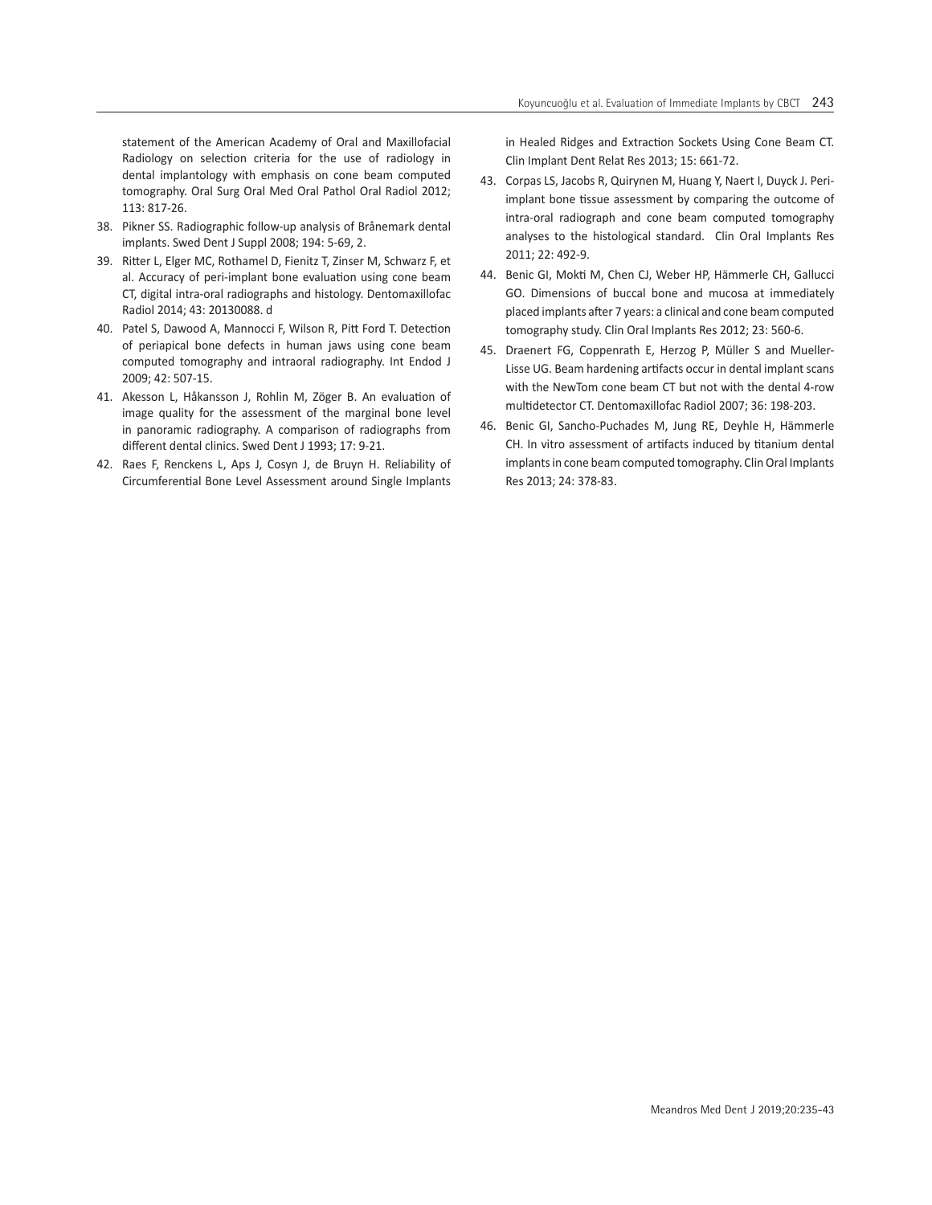statement of the American Academy of Oral and Maxillofacial Radiology on selection criteria for the use of radiology in dental implantology with emphasis on cone beam computed tomography. Oral Surg Oral Med Oral Pathol Oral Radiol 2012; 113: 817-26.

38. Pikner SS. Radiographic follow-up analysis of Brånemark dental implants. Swed Dent J Suppl 2008; 194: 5-69, 2.
39. Ritter L, Elger MC, Rothamel D, Fienitz T, Zinser M, Schwarz F, et al. Accuracy of peri-implant bone evaluation using cone beam CT, digital intra-oral radiographs and histology. Dentomaxillofac Radiol 2014; 43: 20130088. d
40. Patel S, Dawood A, Mannocci F, Wilson R, Pitt Ford T. Detection of periapical bone defects in human jaws using cone beam computed tomography and intraoral radiography. Int Endod J 2009; 42: 507-15.
41. Akesson L, Håkansson J, Rohlin M, Zöger B. An evaluation of image quality for the assessment of the marginal bone level in panoramic radiography. A comparison of radiographs from different dental clinics. Swed Dent J 1993; 17: 9-21.
42. Raes F, Renckens L, Aps J, Cosyn J, de Bruyn H. Reliability of Circumferential Bone Level Assessment around Single Implants in Healed Ridges and Extraction Sockets Using Cone Beam CT. Clin Implant Dent Relat Res 2013; 15: 661-72.
43. Corpas LS, Jacobs R, Quirynen M, Huang Y, Naert I, Duyck J. Peri-implant bone tissue assessment by comparing the outcome of intra-oral radiograph and cone beam computed tomography analyses to the histological standard. Clin Oral Implants Res 2011; 22: 492-9.
44. Benic GI, Mokti M, Chen CJ, Weber HP, Hämmerle CH, Gallucci GO. Dimensions of buccal bone and mucosa at immediately placed implants after 7 years: a clinical and cone beam computed tomography study. Clin Oral Implants Res 2012; 23: 560-6.
45. Draenert FG, Coppenrath E, Herzog P, Müller S and Mueller-Lisse UG. Beam hardening artifacts occur in dental implant scans with the NewTom cone beam CT but not with the dental 4-row multidetector CT. Dentomaxillofac Radiol 2007; 36: 198-203.
46. Benic GI, Sancho-Puchades M, Jung RE, Deyhle H, Hämmerle CH. In vitro assessment of artifacts induced by titanium dental implants in cone beam computed tomography. Clin Oral Implants Res 2013; 24: 378-83.